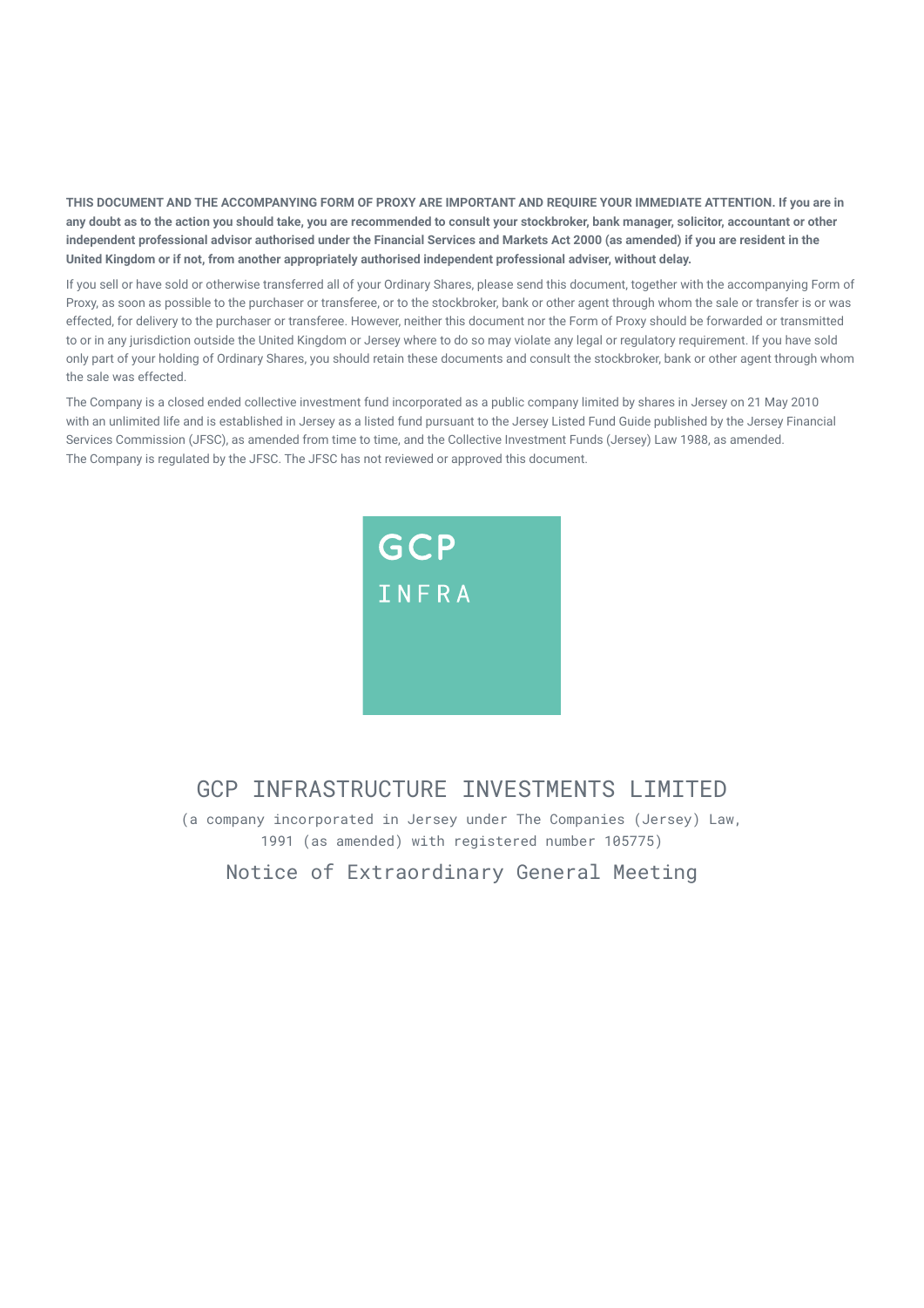**THIS DOCUMENT AND THE ACCOMPANYING FORM OF PROXY ARE IMPORTANT AND REQUIRE YOUR IMMEDIATE ATTENTION. If you are in any doubt as to the action you should take, you are recommended to consult your stockbroker, bank manager, solicitor, accountant or other independent professional advisor authorised under the Financial Services and Markets Act 2000 (as amended) if you are resident in the United Kingdom or if not, from another appropriately authorised independent professional adviser, without delay.**

If you sell or have sold or otherwise transferred all of your Ordinary Shares, please send this document, together with the accompanying Form of Proxy, as soon as possible to the purchaser or transferee, or to the stockbroker, bank or other agent through whom the sale or transfer is or was effected, for delivery to the purchaser or transferee. However, neither this document nor the Form of Proxy should be forwarded or transmitted to or in any jurisdiction outside the United Kingdom or Jersey where to do so may violate any legal or regulatory requirement. If you have sold only part of your holding of Ordinary Shares, you should retain these documents and consult the stockbroker, bank or other agent through whom the sale was effected.

The Company is a closed ended collective investment fund incorporated as a public company limited by shares in Jersey on 21 May 2010 with an unlimited life and is established in Jersey as a listed fund pursuant to the Jersey Listed Fund Guide published by the Jersey Financial Services Commission (JFSC), as amended from time to time, and the Collective Investment Funds (Jersey) Law 1988, as amended. The Company is regulated by the JFSC. The JFSC has not reviewed or approved this document.

GCP
INFRA

# GCP INFRASTRUCTURE INVESTMENTS LIMITED

(a company incorporated in Jersey under The Companies (Jersey) Law, 1991 (as amended) with registered number 105775)

## Notice of Extraordinary General Meeting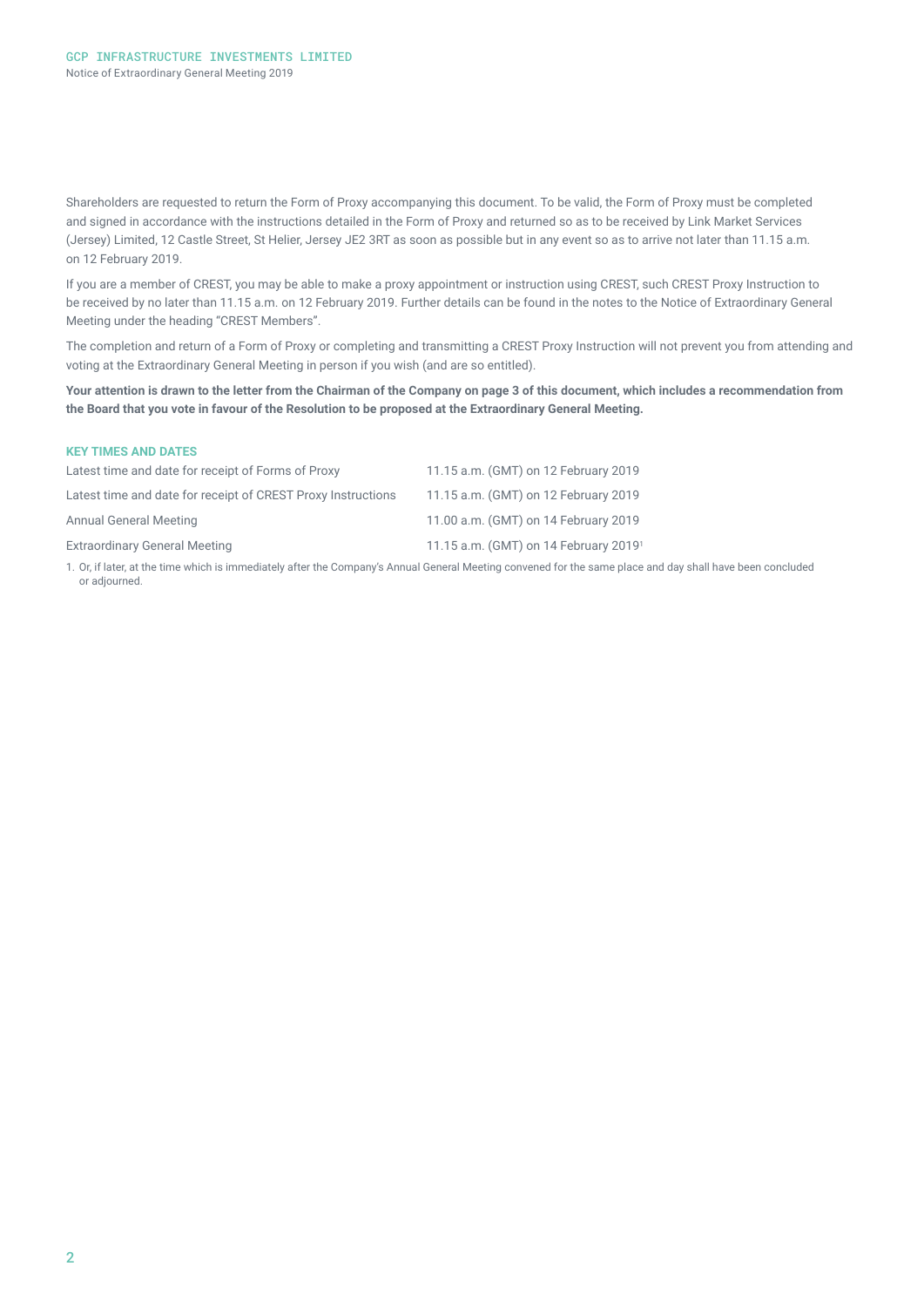Shareholders are requested to return the Form of Proxy accompanying this document. To be valid, the Form of Proxy must be completed and signed in accordance with the instructions detailed in the Form of Proxy and returned so as to be received by Link Market Services (Jersey) Limited, 12 Castle Street, St Helier, Jersey JE2 3RT as soon as possible but in any event so as to arrive not later than 11.15 a.m. on 12 February 2019.

If you are a member of CREST, you may be able to make a proxy appointment or instruction using CREST, such CREST Proxy Instruction to be received by no later than 11.15 a.m. on 12 February 2019. Further details can be found in the notes to the Notice of Extraordinary General Meeting under the heading "CREST Members".

The completion and return of a Form of Proxy or completing and transmitting a CREST Proxy Instruction will not prevent you from attending and voting at the Extraordinary General Meeting in person if you wish (and are so entitled).

**Your attention is drawn to the letter from the Chairman of the Company on page 3 of this document, which includes a recommendation from the Board that you vote in favour of the Resolution to be proposed at the Extraordinary General Meeting.**

## KEY TIMES AND DATES

| | |
|---|---|
| Latest time and date for receipt of Forms of Proxy | 11.15 a.m. (GMT) on 12 February 2019 |
| Latest time and date for receipt of CREST Proxy Instructions | 11.15 a.m. (GMT) on 12 February 2019 |
| Annual General Meeting | 11.00 a.m. (GMT) on 14 February 2019 |
| Extraordinary General Meeting | 11.15 a.m. (GMT) on 14 February 2019[1] |

1. Or, if later, at the time which is immediately after the Company's Annual General Meeting convened for the same place and day shall have been concluded or adjourned.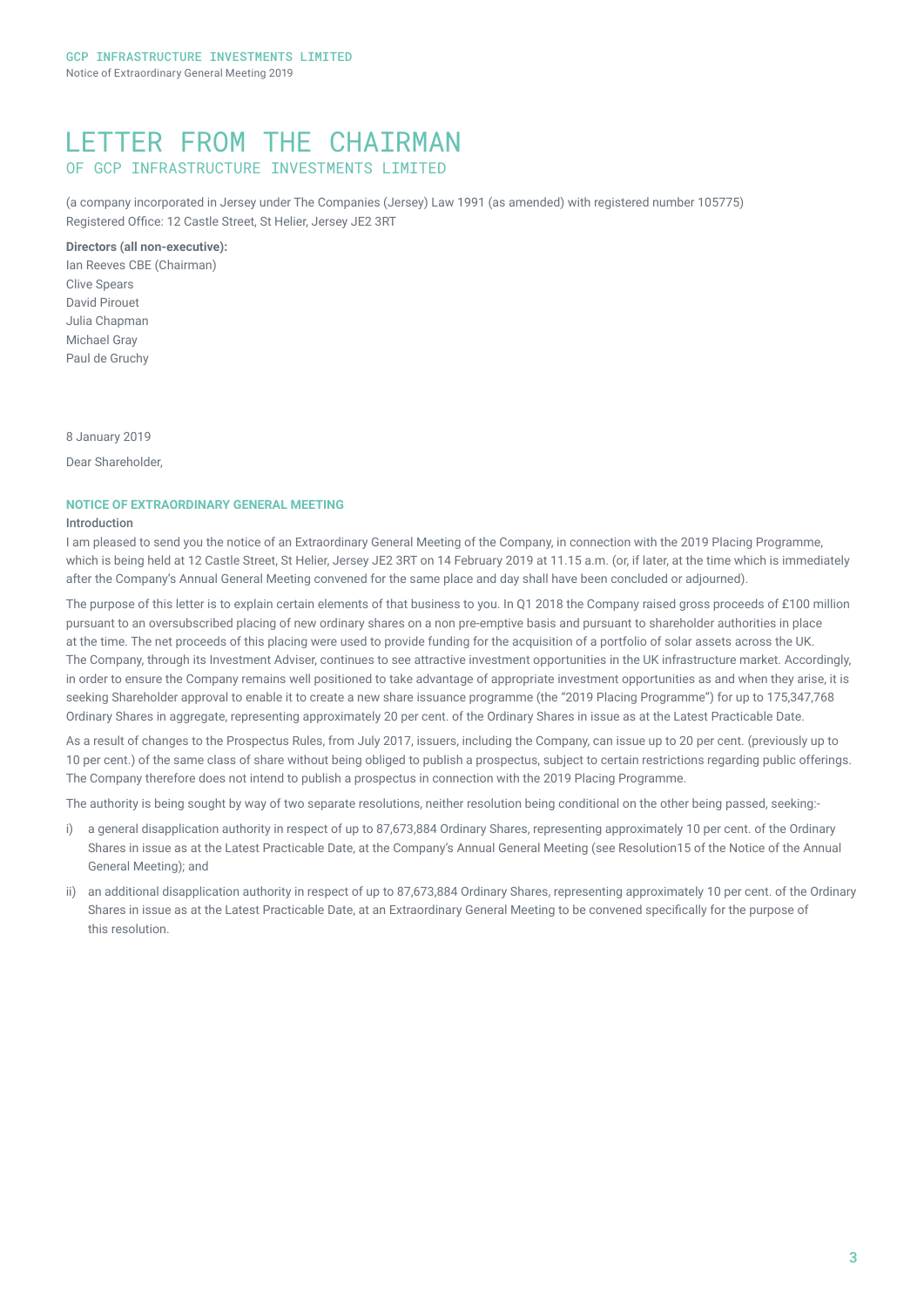# LETTER FROM THE CHAIRMAN

## OF GCP INFRASTRUCTURE INVESTMENTS LIMITED

(a company incorporated in Jersey under The Companies (Jersey) Law 1991 (as amended) with registered number 105775)
Registered Office: 12 Castle Street, St Helier, Jersey JE2 3RT

**Directors (all non-executive):**
Ian Reeves CBE (Chairman)
Clive Spears
David Pirouet
Julia Chapman
Michael Gray
Paul de Gruchy

8 January 2019

Dear Shareholder,

### NOTICE OF EXTRAORDINARY GENERAL MEETING

**Introduction**

I am pleased to send you the notice of an Extraordinary General Meeting of the Company, in connection with the 2019 Placing Programme, which is being held at 12 Castle Street, St Helier, Jersey JE2 3RT on 14 February 2019 at 11.15 a.m. (or, if later, at the time which is immediately after the Company's Annual General Meeting convened for the same place and day shall have been concluded or adjourned).

The purpose of this letter is to explain certain elements of that business to you. In Q1 2018 the Company raised gross proceeds of £100 million pursuant to an oversubscribed placing of new ordinary shares on a non pre-emptive basis and pursuant to shareholder authorities in place at the time. The net proceeds of this placing were used to provide funding for the acquisition of a portfolio of solar assets across the UK. The Company, through its Investment Adviser, continues to see attractive investment opportunities in the UK infrastructure market. Accordingly, in order to ensure the Company remains well positioned to take advantage of appropriate investment opportunities as and when they arise, it is seeking Shareholder approval to enable it to create a new share issuance programme (the "2019 Placing Programme") for up to 175,347,768 Ordinary Shares in aggregate, representing approximately 20 per cent. of the Ordinary Shares in issue as at the Latest Practicable Date.

As a result of changes to the Prospectus Rules, from July 2017, issuers, including the Company, can issue up to 20 per cent. (previously up to 10 per cent.) of the same class of share without being obliged to publish a prospectus, subject to certain restrictions regarding public offerings. The Company therefore does not intend to publish a prospectus in connection with the 2019 Placing Programme.

The authority is being sought by way of two separate resolutions, neither resolution being conditional on the other being passed, seeking:-

i) a general disapplication authority in respect of up to 87,673,884 Ordinary Shares, representing approximately 10 per cent. of the Ordinary Shares in issue as at the Latest Practicable Date, at the Company's Annual General Meeting (see Resolution15 of the Notice of the Annual General Meeting); and

ii) an additional disapplication authority in respect of up to 87,673,884 Ordinary Shares, representing approximately 10 per cent. of the Ordinary Shares in issue as at the Latest Practicable Date, at an Extraordinary General Meeting to be convened specifically for the purpose of this resolution.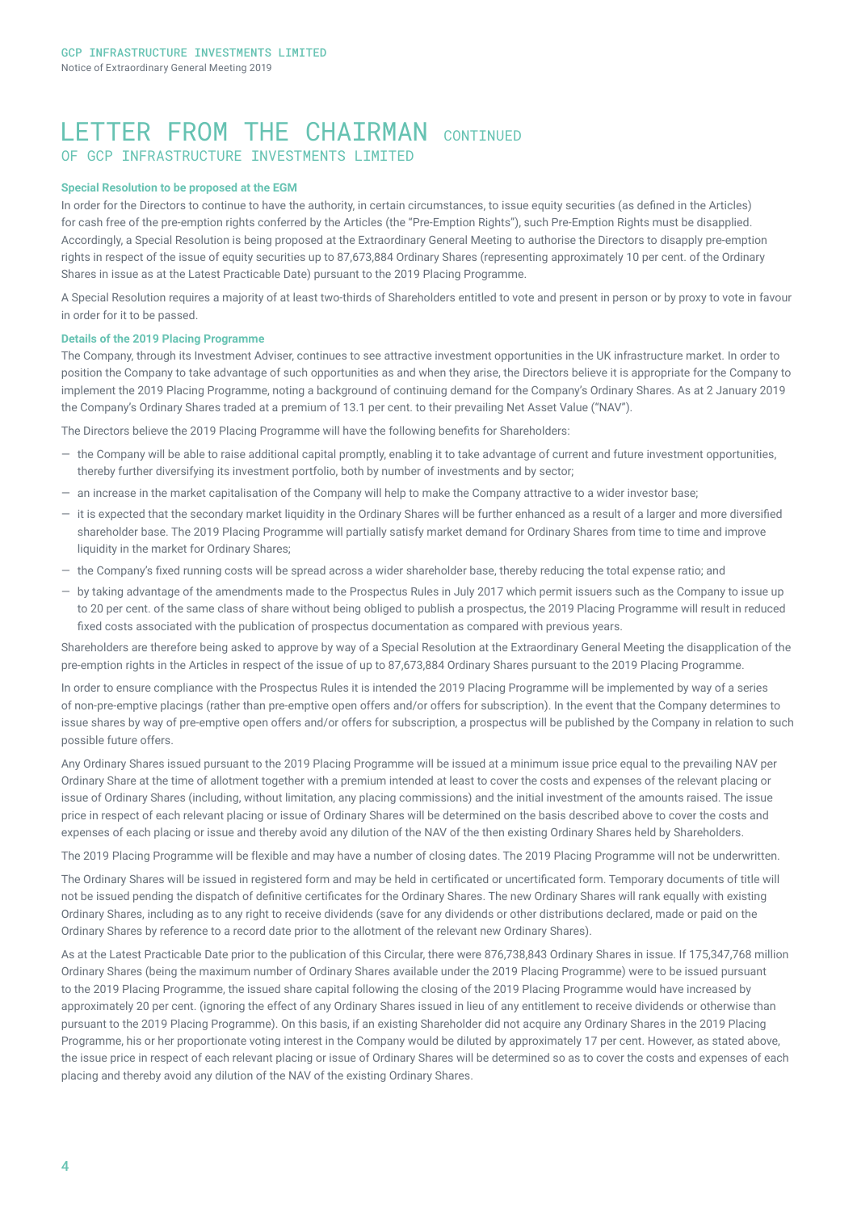# LETTER FROM THE CHAIRMAN CONTINUED
## OF GCP INFRASTRUCTURE INVESTMENTS LIMITED

### Special Resolution to be proposed at the EGM

In order for the Directors to continue to have the authority, in certain circumstances, to issue equity securities (as defined in the Articles) for cash free of the pre-emption rights conferred by the Articles (the "Pre-Emption Rights"), such Pre-Emption Rights must be disapplied. Accordingly, a Special Resolution is being proposed at the Extraordinary General Meeting to authorise the Directors to disapply pre-emption rights in respect of the issue of equity securities up to 87,673,884 Ordinary Shares (representing approximately 10 per cent. of the Ordinary Shares in issue as at the Latest Practicable Date) pursuant to the 2019 Placing Programme.

A Special Resolution requires a majority of at least two-thirds of Shareholders entitled to vote and present in person or by proxy to vote in favour in order for it to be passed.

### Details of the 2019 Placing Programme

The Company, through its Investment Adviser, continues to see attractive investment opportunities in the UK infrastructure market. In order to position the Company to take advantage of such opportunities as and when they arise, the Directors believe it is appropriate for the Company to implement the 2019 Placing Programme, noting a background of continuing demand for the Company's Ordinary Shares. As at 2 January 2019 the Company's Ordinary Shares traded at a premium of 13.1 per cent. to their prevailing Net Asset Value ("NAV").

The Directors believe the 2019 Placing Programme will have the following benefits for Shareholders:

- the Company will be able to raise additional capital promptly, enabling it to take advantage of current and future investment opportunities, thereby further diversifying its investment portfolio, both by number of investments and by sector;
- an increase in the market capitalisation of the Company will help to make the Company attractive to a wider investor base;
- it is expected that the secondary market liquidity in the Ordinary Shares will be further enhanced as a result of a larger and more diversified shareholder base. The 2019 Placing Programme will partially satisfy market demand for Ordinary Shares from time to time and improve liquidity in the market for Ordinary Shares;
- the Company's fixed running costs will be spread across a wider shareholder base, thereby reducing the total expense ratio; and
- by taking advantage of the amendments made to the Prospectus Rules in July 2017 which permit issuers such as the Company to issue up to 20 per cent. of the same class of share without being obliged to publish a prospectus, the 2019 Placing Programme will result in reduced fixed costs associated with the publication of prospectus documentation as compared with previous years.

Shareholders are therefore being asked to approve by way of a Special Resolution at the Extraordinary General Meeting the disapplication of the pre-emption rights in the Articles in respect of the issue of up to 87,673,884 Ordinary Shares pursuant to the 2019 Placing Programme.

In order to ensure compliance with the Prospectus Rules it is intended the 2019 Placing Programme will be implemented by way of a series of non-pre-emptive placings (rather than pre-emptive open offers and/or offers for subscription). In the event that the Company determines to issue shares by way of pre-emptive open offers and/or offers for subscription, a prospectus will be published by the Company in relation to such possible future offers.

Any Ordinary Shares issued pursuant to the 2019 Placing Programme will be issued at a minimum issue price equal to the prevailing NAV per Ordinary Share at the time of allotment together with a premium intended at least to cover the costs and expenses of the relevant placing or issue of Ordinary Shares (including, without limitation, any placing commissions) and the initial investment of the amounts raised. The issue price in respect of each relevant placing or issue of Ordinary Shares will be determined on the basis described above to cover the costs and expenses of each placing or issue and thereby avoid any dilution of the NAV of the then existing Ordinary Shares held by Shareholders.

The 2019 Placing Programme will be flexible and may have a number of closing dates. The 2019 Placing Programme will not be underwritten.

The Ordinary Shares will be issued in registered form and may be held in certificated or uncertificated form. Temporary documents of title will not be issued pending the dispatch of definitive certificates for the Ordinary Shares. The new Ordinary Shares will rank equally with existing Ordinary Shares, including as to any right to receive dividends (save for any dividends or other distributions declared, made or paid on the Ordinary Shares by reference to a record date prior to the allotment of the relevant new Ordinary Shares).

As at the Latest Practicable Date prior to the publication of this Circular, there were 876,738,843 Ordinary Shares in issue. If 175,347,768 million Ordinary Shares (being the maximum number of Ordinary Shares available under the 2019 Placing Programme) were to be issued pursuant to the 2019 Placing Programme, the issued share capital following the closing of the 2019 Placing Programme would have increased by approximately 20 per cent. (ignoring the effect of any Ordinary Shares issued in lieu of any entitlement to receive dividends or otherwise than pursuant to the 2019 Placing Programme). On this basis, if an existing Shareholder did not acquire any Ordinary Shares in the 2019 Placing Programme, his or her proportionate voting interest in the Company would be diluted by approximately 17 per cent. However, as stated above, the issue price in respect of each relevant placing or issue of Ordinary Shares will be determined so as to cover the costs and expenses of each placing and thereby avoid any dilution of the NAV of the existing Ordinary Shares.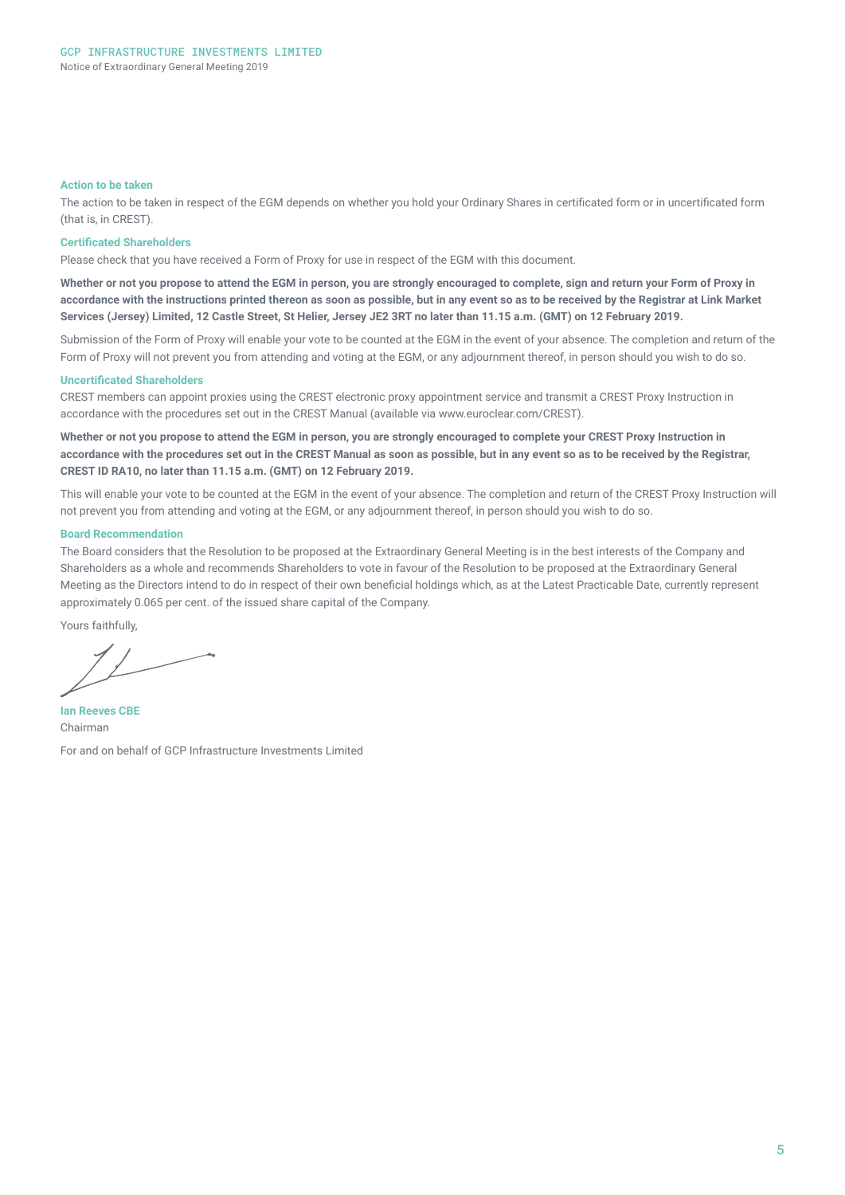### Action to be taken

The action to be taken in respect of the EGM depends on whether you hold your Ordinary Shares in certificated form or in uncertificated form (that is, in CREST).

### Certificated Shareholders

Please check that you have received a Form of Proxy for use in respect of the EGM with this document.

**Whether or not you propose to attend the EGM in person, you are strongly encouraged to complete, sign and return your Form of Proxy in accordance with the instructions printed thereon as soon as possible, but in any event so as to be received by the Registrar at Link Market Services (Jersey) Limited, 12 Castle Street, St Helier, Jersey JE2 3RT no later than 11.15 a.m. (GMT) on 12 February 2019.**

Submission of the Form of Proxy will enable your vote to be counted at the EGM in the event of your absence. The completion and return of the Form of Proxy will not prevent you from attending and voting at the EGM, or any adjournment thereof, in person should you wish to do so.

### Uncertificated Shareholders

CREST members can appoint proxies using the CREST electronic proxy appointment service and transmit a CREST Proxy Instruction in accordance with the procedures set out in the CREST Manual (available via www.euroclear.com/CREST).

**Whether or not you propose to attend the EGM in person, you are strongly encouraged to complete your CREST Proxy Instruction in accordance with the procedures set out in the CREST Manual as soon as possible, but in any event so as to be received by the Registrar, CREST ID RA10, no later than 11.15 a.m. (GMT) on 12 February 2019.**

This will enable your vote to be counted at the EGM in the event of your absence. The completion and return of the CREST Proxy Instruction will not prevent you from attending and voting at the EGM, or any adjournment thereof, in person should you wish to do so.

### Board Recommendation

The Board considers that the Resolution to be proposed at the Extraordinary General Meeting is in the best interests of the Company and Shareholders as a whole and recommends Shareholders to vote in favour of the Resolution to be proposed at the Extraordinary General Meeting as the Directors intend to do in respect of their own beneficial holdings which, as at the Latest Practicable Date, currently represent approximately 0.065 per cent. of the issued share capital of the Company.

Yours faithfully,

**Ian Reeves CBE**
Chairman

For and on behalf of GCP Infrastructure Investments Limited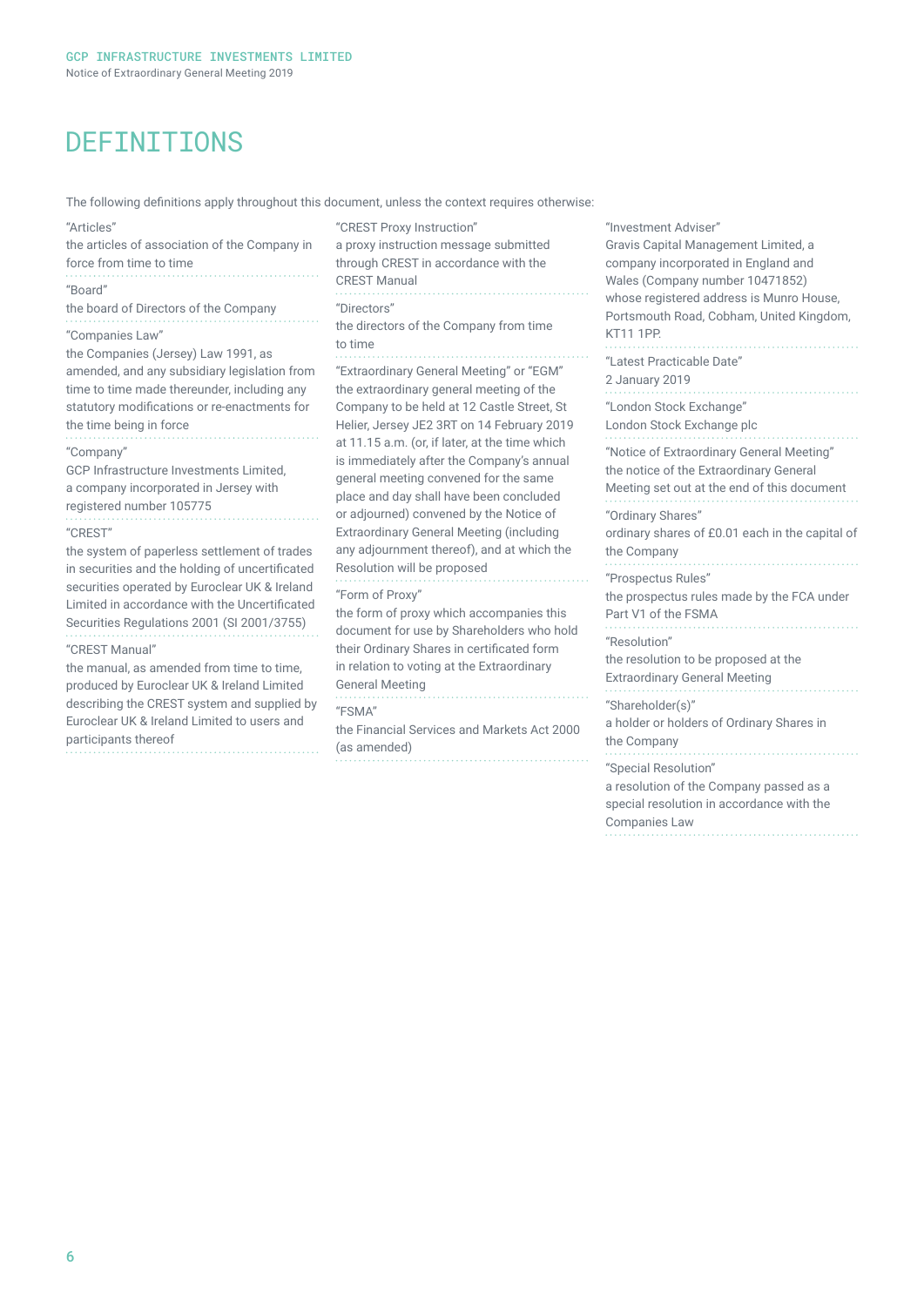# DEFINITIONS

The following definitions apply throughout this document, unless the context requires otherwise:

"Articles"
the articles of association of the Company in force from time to time

"Board"
the board of Directors of the Company

"Companies Law"
the Companies (Jersey) Law 1991, as amended, and any subsidiary legislation from time to time made thereunder, including any statutory modifications or re-enactments for the time being in force

"Company"
GCP Infrastructure Investments Limited, a company incorporated in Jersey with registered number 105775

"CREST"
the system of paperless settlement of trades in securities and the holding of uncertificated securities operated by Euroclear UK & Ireland Limited in accordance with the Uncertificated Securities Regulations 2001 (SI 2001/3755)

"CREST Manual"
the manual, as amended from time to time, produced by Euroclear UK & Ireland Limited describing the CREST system and supplied by Euroclear UK & Ireland Limited to users and participants thereof

"CREST Proxy Instruction"
a proxy instruction message submitted through CREST in accordance with the CREST Manual

"Directors"
the directors of the Company from time to time

"Extraordinary General Meeting" or "EGM"
the extraordinary general meeting of the Company to be held at 12 Castle Street, St Helier, Jersey JE2 3RT on 14 February 2019 at 11.15 a.m. (or, if later, at the time which is immediately after the Company's annual general meeting convened for the same place and day shall have been concluded or adjourned) convened by the Notice of Extraordinary General Meeting (including any adjournment thereof), and at which the Resolution will be proposed

"Form of Proxy"
the form of proxy which accompanies this document for use by Shareholders who hold their Ordinary Shares in certificated form in relation to voting at the Extraordinary General Meeting

"FSMA"
the Financial Services and Markets Act 2000 (as amended)

"Investment Adviser"
Gravis Capital Management Limited, a company incorporated in England and Wales (Company number 10471852) whose registered address is Munro House, Portsmouth Road, Cobham, United Kingdom, KT11 1PP.

"Latest Practicable Date"
2 January 2019

"London Stock Exchange"
London Stock Exchange plc

"Notice of Extraordinary General Meeting"
the notice of the Extraordinary General Meeting set out at the end of this document

"Ordinary Shares"
ordinary shares of £0.01 each in the capital of the Company

"Prospectus Rules"
the prospectus rules made by the FCA under Part V1 of the FSMA

"Resolution"
the resolution to be proposed at the Extraordinary General Meeting

"Shareholder(s)"
a holder or holders of Ordinary Shares in the Company

"Special Resolution"
a resolution of the Company passed as a special resolution in accordance with the Companies Law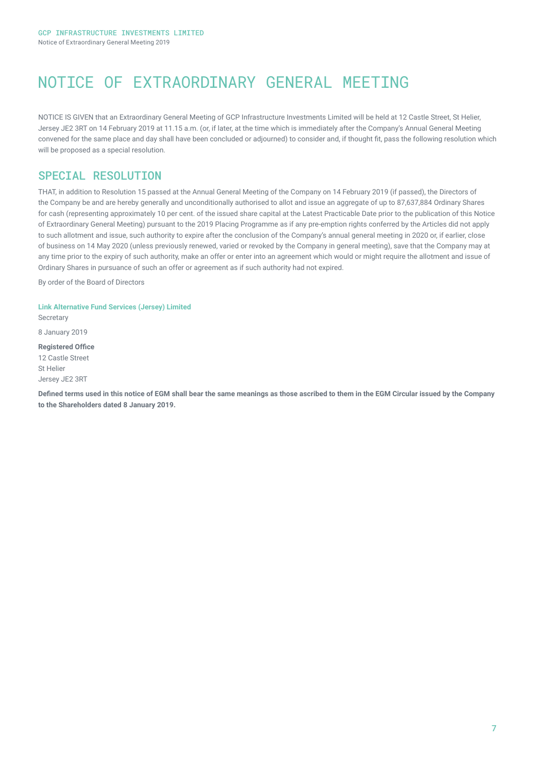# NOTICE OF EXTRAORDINARY GENERAL MEETING

NOTICE IS GIVEN that an Extraordinary General Meeting of GCP Infrastructure Investments Limited will be held at 12 Castle Street, St Helier, Jersey JE2 3RT on 14 February 2019 at 11.15 a.m. (or, if later, at the time which is immediately after the Company's Annual General Meeting convened for the same place and day shall have been concluded or adjourned) to consider and, if thought fit, pass the following resolution which will be proposed as a special resolution.

## SPECIAL RESOLUTION

THAT, in addition to Resolution 15 passed at the Annual General Meeting of the Company on 14 February 2019 (if passed), the Directors of the Company be and are hereby generally and unconditionally authorised to allot and issue an aggregate of up to 87,637,884 Ordinary Shares for cash (representing approximately 10 per cent. of the issued share capital at the Latest Practicable Date prior to the publication of this Notice of Extraordinary General Meeting) pursuant to the 2019 Placing Programme as if any pre-emption rights conferred by the Articles did not apply to such allotment and issue, such authority to expire after the conclusion of the Company's annual general meeting in 2020 or, if earlier, close of business on 14 May 2020 (unless previously renewed, varied or revoked by the Company in general meeting), save that the Company may at any time prior to the expiry of such authority, make an offer or enter into an agreement which would or might require the allotment and issue of Ordinary Shares in pursuance of such an offer or agreement as if such authority had not expired.

By order of the Board of Directors

**Link Alternative Fund Services (Jersey) Limited**
Secretary

8 January 2019

**Registered Office**
12 Castle Street
St Helier
Jersey JE2 3RT

**Defined terms used in this notice of EGM shall bear the same meanings as those ascribed to them in the EGM Circular issued by the Company to the Shareholders dated 8 January 2019.**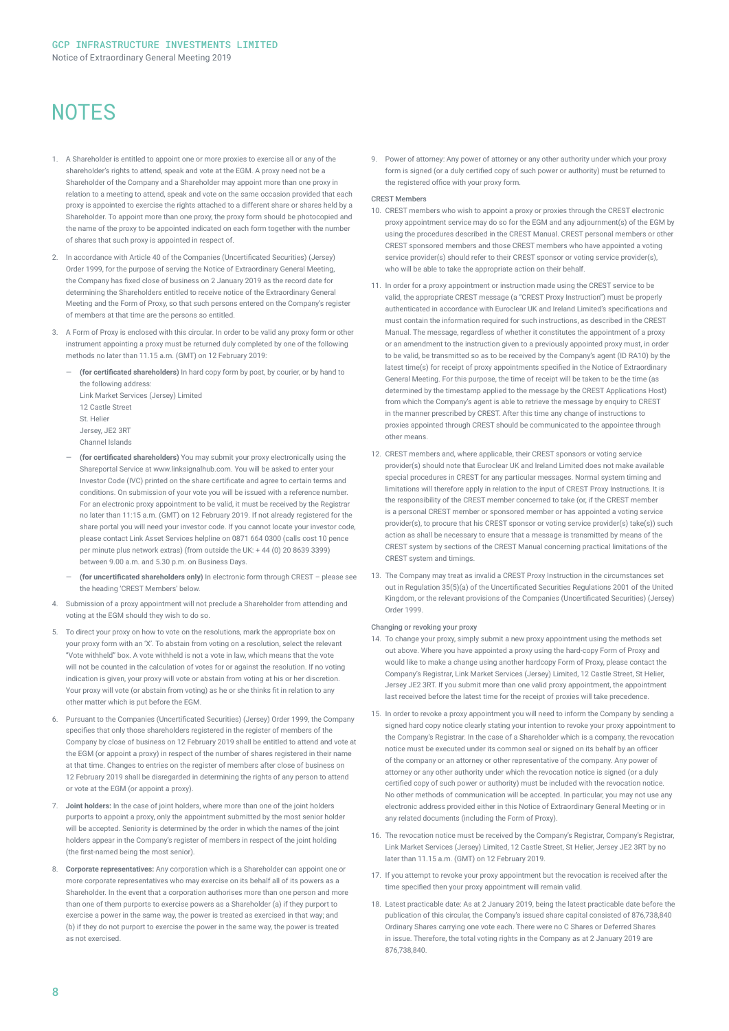# NOTES

1. A Shareholder is entitled to appoint one or more proxies to exercise all or any of the shareholder's rights to attend, speak and vote at the EGM. A proxy need not be a Shareholder of the Company and a Shareholder may appoint more than one proxy in relation to a meeting to attend, speak and vote on the same occasion provided that each proxy is appointed to exercise the rights attached to a different share or shares held by a Shareholder. To appoint more than one proxy, the proxy form should be photocopied and the name of the proxy to be appointed indicated on each form together with the number of shares that such proxy is appointed in respect of.
2. In accordance with Article 40 of the Companies (Uncertificated Securities) (Jersey) Order 1999, for the purpose of serving the Notice of Extraordinary General Meeting, the Company has fixed close of business on 2 January 2019 as the record date for determining the Shareholders entitled to receive notice of the Extraordinary General Meeting and the Form of Proxy, so that such persons entered on the Company's register of members at that time are the persons so entitled.
3. A Form of Proxy is enclosed with this circular. In order to be valid any proxy form or other instrument appointing a proxy must be returned duly completed by one of the following methods no later than 11.15 a.m. (GMT) on 12 February 2019:
   - **(for certificated shareholders)** In hard copy form by post, by courier, or by hand to the following address:
     Link Market Services (Jersey) Limited
     12 Castle Street
     St. Helier
     Jersey, JE2 3RT
     Channel Islands
   - **(for certificated shareholders)** You may submit your proxy electronically using the Shareportal Service at www.linksignalhub.com. You will be asked to enter your Investor Code (IVC) printed on the share certificate and agree to certain terms and conditions. On submission of your vote you will be issued with a reference number. For an electronic proxy appointment to be valid, it must be received by the Registrar no later than 11:15 a.m. (GMT) on 12 February 2019. If not already registered for the share portal you will need your investor code. If you cannot locate your investor code, please contact Link Asset Services helpline on 0871 664 0300 (calls cost 10 pence per minute plus network extras) (from outside the UK: + 44 (0) 20 8639 3399) between 9.00 a.m. and 5.30 p.m. on Business Days.
   - **(for uncertificated shareholders only)** In electronic form through CREST – please see the heading 'CREST Members' below.
4. Submission of a proxy appointment will not preclude a Shareholder from attending and voting at the EGM should they wish to do so.
5. To direct your proxy on how to vote on the resolutions, mark the appropriate box on your proxy form with an 'X'. To abstain from voting on a resolution, select the relevant "Vote withheld" box. A vote withheld is not a vote in law, which means that the vote will not be counted in the calculation of votes for or against the resolution. If no voting indication is given, your proxy will vote or abstain from voting at his or her discretion. Your proxy will vote (or abstain from voting) as he or she thinks fit in relation to any other matter which is put before the EGM.
6. Pursuant to the Companies (Uncertificated Securities) (Jersey) Order 1999, the Company specifies that only those shareholders registered in the register of members of the Company by close of business on 12 February 2019 shall be entitled to attend and vote at the EGM (or appoint a proxy) in respect of the number of shares registered in their name at that time. Changes to entries on the register of members after close of business on 12 February 2019 shall be disregarded in determining the rights of any person to attend or vote at the EGM (or appoint a proxy).
7. **Joint holders:** In the case of joint holders, where more than one of the joint holders purports to appoint a proxy, only the appointment submitted by the most senior holder will be accepted. Seniority is determined by the order in which the names of the joint holders appear in the Company's register of members in respect of the joint holding (the first-named being the most senior).
8. **Corporate representatives:** Any corporation which is a Shareholder can appoint one or more corporate representatives who may exercise on its behalf all of its powers as a Shareholder. In the event that a corporation authorises more than one person and more than one of them purports to exercise powers as a Shareholder (a) if they purport to exercise a power in the same way, the power is treated as exercised in that way; and (b) if they do not purport to exercise the power in the same way, the power is treated as not exercised.
9. Power of attorney: Any power of attorney or any other authority under which your proxy form is signed (or a duly certified copy of such power or authority) must be returned to the registered office with your proxy form.

### CREST Members

10. CREST members who wish to appoint a proxy or proxies through the CREST electronic proxy appointment service may do so for the EGM and any adjournment(s) of the EGM by using the procedures described in the CREST Manual. CREST personal members or other CREST sponsored members and those CREST members who have appointed a voting service provider(s) should refer to their CREST sponsor or voting service provider(s), who will be able to take the appropriate action on their behalf.
11. In order for a proxy appointment or instruction made using the CREST service to be valid, the appropriate CREST message (a "CREST Proxy Instruction") must be properly authenticated in accordance with Euroclear UK and Ireland Limited's specifications and must contain the information required for such instructions, as described in the CREST Manual. The message, regardless of whether it constitutes the appointment of a proxy or an amendment to the instruction given to a previously appointed proxy must, in order to be valid, be transmitted so as to be received by the Company's agent (ID RA10) by the latest time(s) for receipt of proxy appointments specified in the Notice of Extraordinary General Meeting. For this purpose, the time of receipt will be taken to be the time (as determined by the timestamp applied to the message by the CREST Applications Host) from which the Company's agent is able to retrieve the message by enquiry to CREST in the manner prescribed by CREST. After this time any change of instructions to proxies appointed through CREST should be communicated to the appointee through other means.
12. CREST members and, where applicable, their CREST sponsors or voting service provider(s) should note that Euroclear UK and Ireland Limited does not make available special procedures in CREST for any particular messages. Normal system timing and limitations will therefore apply in relation to the input of CREST Proxy Instructions. It is the responsibility of the CREST member concerned to take (or, if the CREST member is a personal CREST member or sponsored member or has appointed a voting service provider(s), to procure that his CREST sponsor or voting service provider(s) take(s)) such action as shall be necessary to ensure that a message is transmitted by means of the CREST system by sections of the CREST Manual concerning practical limitations of the CREST system and timings.
13. The Company may treat as invalid a CREST Proxy Instruction in the circumstances set out in Regulation 35(5)(a) of the Uncertificated Securities Regulations 2001 of the United Kingdom, or the relevant provisions of the Companies (Uncertificated Securities) (Jersey) Order 1999.

### Changing or revoking your proxy

14. To change your proxy, simply submit a new proxy appointment using the methods set out above. Where you have appointed a proxy using the hard-copy Form of Proxy and would like to make a change using another hardcopy Form of Proxy, please contact the Company's Registrar, Link Market Services (Jersey) Limited, 12 Castle Street, St Helier, Jersey JE2 3RT. If you submit more than one valid proxy appointment, the appointment last received before the latest time for the receipt of proxies will take precedence.
15. In order to revoke a proxy appointment you will need to inform the Company by sending a signed hard copy notice clearly stating your intention to revoke your proxy appointment to the Company's Registrar. In the case of a Shareholder which is a company, the revocation notice must be executed under its common seal or signed on its behalf by an officer of the company or an attorney or other representative of the company. Any power of attorney or any other authority under which the revocation notice is signed (or a duly certified copy of such power or authority) must be included with the revocation notice. No other methods of communication will be accepted. In particular, you may not use any electronic address provided either in this Notice of Extraordinary General Meeting or in any related documents (including the Form of Proxy).
16. The revocation notice must be received by the Company's Registrar, Company's Registrar, Link Market Services (Jersey) Limited, 12 Castle Street, St Helier, Jersey JE2 3RT by no later than 11.15 a.m. (GMT) on 12 February 2019.
17. If you attempt to revoke your proxy appointment but the revocation is received after the time specified then your proxy appointment will remain valid.
18. Latest practicable date: As at 2 January 2019, being the latest practicable date before the publication of this circular, the Company's issued share capital consisted of 876,738,840 Ordinary Shares carrying one vote each. There were no C Shares or Deferred Shares in issue. Therefore, the total voting rights in the Company as at 2 January 2019 are 876,738,840.